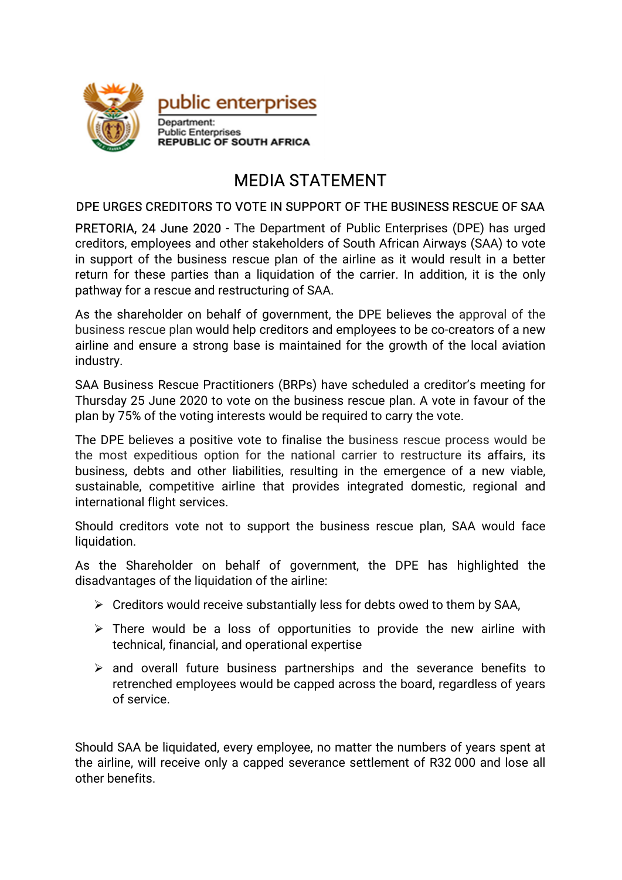public enterprises

Department:
Public Enterprises
REPUBLIC OF SOUTH AFRICA

# MEDIA STATEMENT

## DPE URGES CREDITORS TO VOTE IN SUPPORT OF THE BUSINESS RESCUE OF SAA

PRETORIA, 24 June 2020 - The Department of Public Enterprises (DPE) has urged creditors, employees and other stakeholders of South African Airways (SAA) to vote in support of the business rescue plan of the airline as it would result in a better return for these parties than a liquidation of the carrier. In addition, it is the only pathway for a rescue and restructuring of SAA.

As the shareholder on behalf of government, the DPE believes the approval of the business rescue plan would help creditors and employees to be co-creators of a new airline and ensure a strong base is maintained for the growth of the local aviation industry.

SAA Business Rescue Practitioners (BRPs) have scheduled a creditor's meeting for Thursday 25 June 2020 to vote on the business rescue plan. A vote in favour of the plan by 75% of the voting interests would be required to carry the vote.

The DPE believes a positive vote to finalise the business rescue process would be the most expeditious option for the national carrier to restructure its affairs, its business, debts and other liabilities, resulting in the emergence of a new viable, sustainable, competitive airline that provides integrated domestic, regional and international flight services.

Should creditors vote not to support the business rescue plan, SAA would face liquidation.

As the Shareholder on behalf of government, the DPE has highlighted the disadvantages of the liquidation of the airline:

- Creditors would receive substantially less for debts owed to them by SAA,
- There would be a loss of opportunities to provide the new airline with technical, financial, and operational expertise
- and overall future business partnerships and the severance benefits to retrenched employees would be capped across the board, regardless of years of service.

Should SAA be liquidated, every employee, no matter the numbers of years spent at the airline, will receive only a capped severance settlement of R32 000 and lose all other benefits.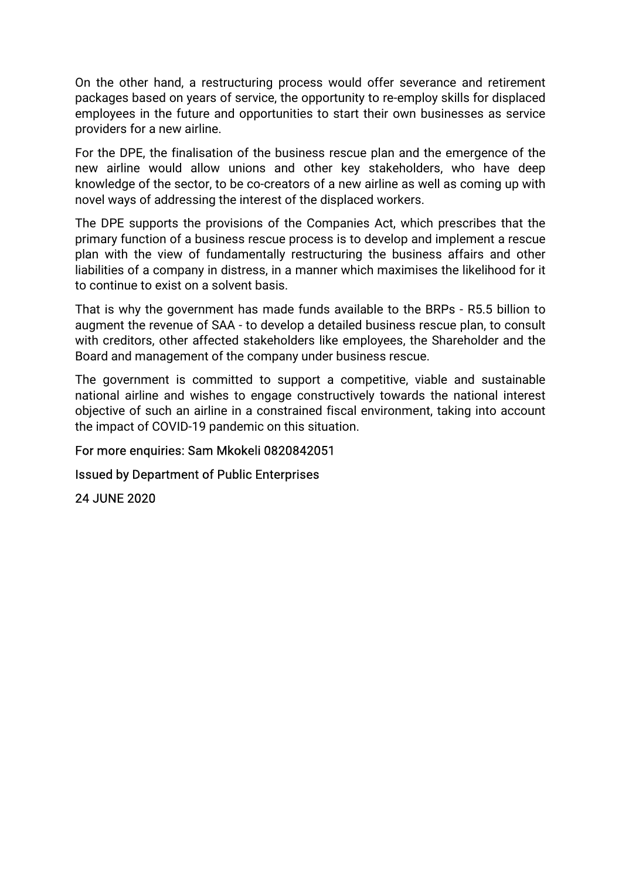On the other hand, a restructuring process would offer severance and retirement packages based on years of service, the opportunity to re-employ skills for displaced employees in the future and opportunities to start their own businesses as service providers for a new airline.

For the DPE, the finalisation of the business rescue plan and the emergence of the new airline would allow unions and other key stakeholders, who have deep knowledge of the sector, to be co-creators of a new airline as well as coming up with novel ways of addressing the interest of the displaced workers.

The DPE supports the provisions of the Companies Act, which prescribes that the primary function of a business rescue process is to develop and implement a rescue plan with the view of fundamentally restructuring the business affairs and other liabilities of a company in distress, in a manner which maximises the likelihood for it to continue to exist on a solvent basis.

That is why the government has made funds available to the BRPs - R5.5 billion to augment the revenue of SAA - to develop a detailed business rescue plan, to consult with creditors, other affected stakeholders like employees, the Shareholder and the Board and management of the company under business rescue.

The government is committed to support a competitive, viable and sustainable national airline and wishes to engage constructively towards the national interest objective of such an airline in a constrained fiscal environment, taking into account the impact of COVID-19 pandemic on this situation.

For more enquiries: Sam Mkokeli 0820842051

Issued by Department of Public Enterprises

24 JUNE 2020